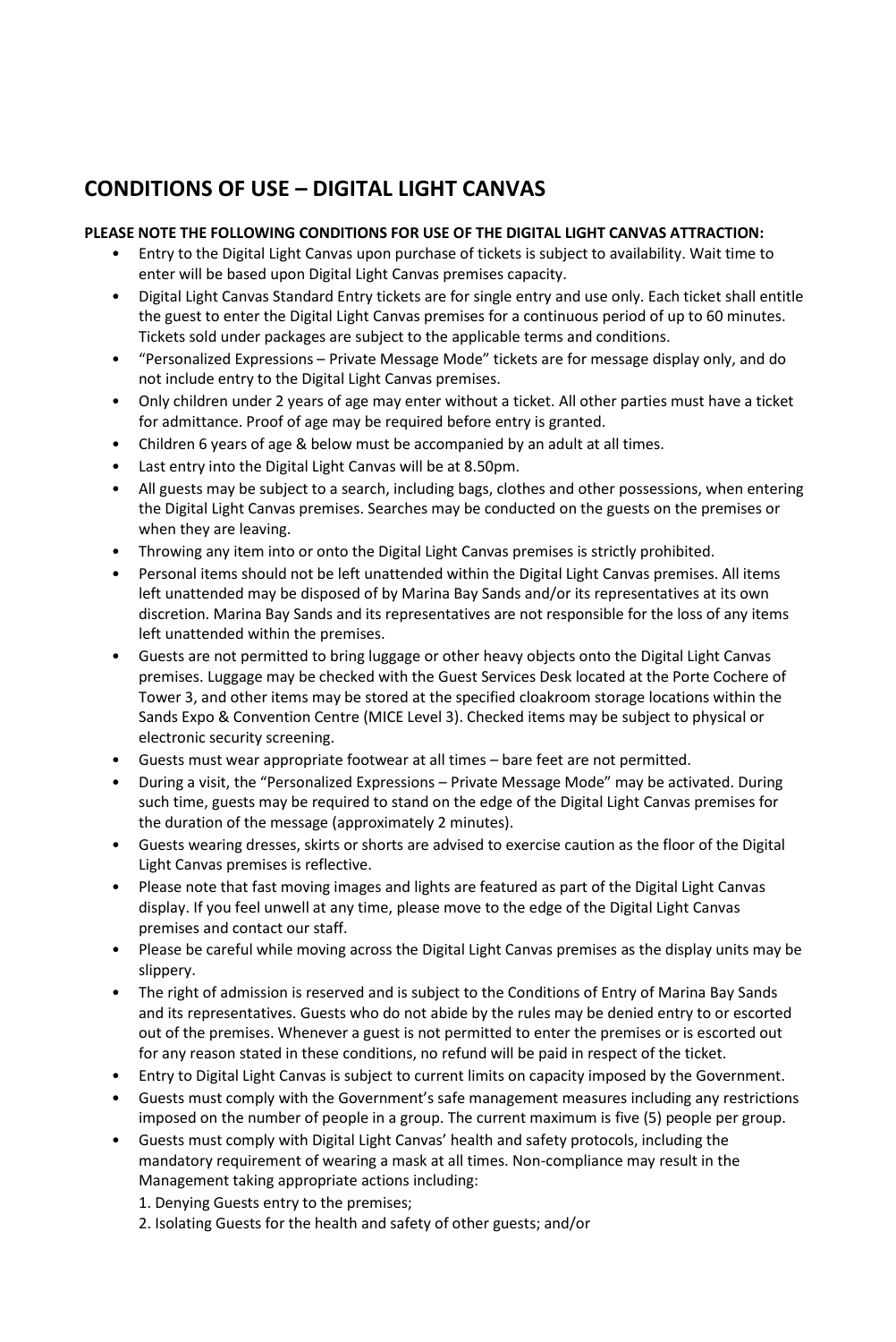# CONDITIONS OF USE – DIGITAL LIGHT CANVAS

**PLEASE NOTE THE FOLLOWING CONDITIONS FOR USE OF THE DIGITAL LIGHT CANVAS ATTRACTION:**

- Entry to the Digital Light Canvas upon purchase of tickets is subject to availability. Wait time to enter will be based upon Digital Light Canvas premises capacity.
- Digital Light Canvas Standard Entry tickets are for single entry and use only. Each ticket shall entitle the guest to enter the Digital Light Canvas premises for a continuous period of up to 60 minutes. Tickets sold under packages are subject to the applicable terms and conditions.
- "Personalized Expressions – Private Message Mode" tickets are for message display only, and do not include entry to the Digital Light Canvas premises.
- Only children under 2 years of age may enter without a ticket. All other parties must have a ticket for admittance. Proof of age may be required before entry is granted.
- Children 6 years of age & below must be accompanied by an adult at all times.
- Last entry into the Digital Light Canvas will be at 8.50pm.
- All guests may be subject to a search, including bags, clothes and other possessions, when entering the Digital Light Canvas premises. Searches may be conducted on the guests on the premises or when they are leaving.
- Throwing any item into or onto the Digital Light Canvas premises is strictly prohibited.
- Personal items should not be left unattended within the Digital Light Canvas premises. All items left unattended may be disposed of by Marina Bay Sands and/or its representatives at its own discretion. Marina Bay Sands and its representatives are not responsible for the loss of any items left unattended within the premises.
- Guests are not permitted to bring luggage or other heavy objects onto the Digital Light Canvas premises. Luggage may be checked with the Guest Services Desk located at the Porte Cochere of Tower 3, and other items may be stored at the specified cloakroom storage locations within the Sands Expo & Convention Centre (MICE Level 3). Checked items may be subject to physical or electronic security screening.
- Guests must wear appropriate footwear at all times – bare feet are not permitted.
- During a visit, the "Personalized Expressions – Private Message Mode" may be activated. During such time, guests may be required to stand on the edge of the Digital Light Canvas premises for the duration of the message (approximately 2 minutes).
- Guests wearing dresses, skirts or shorts are advised to exercise caution as the floor of the Digital Light Canvas premises is reflective.
- Please note that fast moving images and lights are featured as part of the Digital Light Canvas display. If you feel unwell at any time, please move to the edge of the Digital Light Canvas premises and contact our staff.
- Please be careful while moving across the Digital Light Canvas premises as the display units may be slippery.
- The right of admission is reserved and is subject to the Conditions of Entry of Marina Bay Sands and its representatives. Guests who do not abide by the rules may be denied entry to or escorted out of the premises. Whenever a guest is not permitted to enter the premises or is escorted out for any reason stated in these conditions, no refund will be paid in respect of the ticket.
- Entry to Digital Light Canvas is subject to current limits on capacity imposed by the Government.
- Guests must comply with the Government's safe management measures including any restrictions imposed on the number of people in a group. The current maximum is five (5) people per group.
- Guests must comply with Digital Light Canvas' health and safety protocols, including the mandatory requirement of wearing a mask at all times. Non-compliance may result in the Management taking appropriate actions including:
  1. Denying Guests entry to the premises;
  2. Isolating Guests for the health and safety of other guests; and/or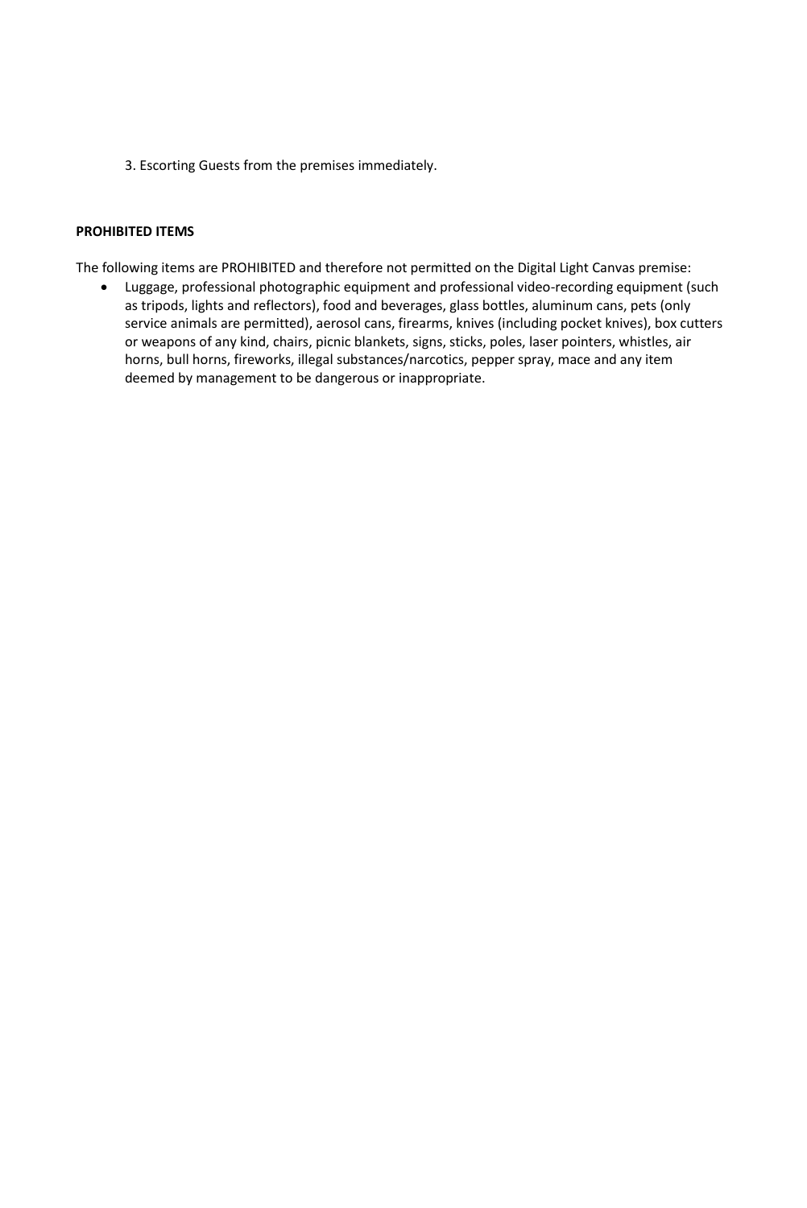3. Escorting Guests from the premises immediately.

**PROHIBITED ITEMS**

The following items are PROHIBITED and therefore not permitted on the Digital Light Canvas premise:

- Luggage, professional photographic equipment and professional video-recording equipment (such as tripods, lights and reflectors), food and beverages, glass bottles, aluminum cans, pets (only service animals are permitted), aerosol cans, firearms, knives (including pocket knives), box cutters or weapons of any kind, chairs, picnic blankets, signs, sticks, poles, laser pointers, whistles, air horns, bull horns, fireworks, illegal substances/narcotics, pepper spray, mace and any item deemed by management to be dangerous or inappropriate.